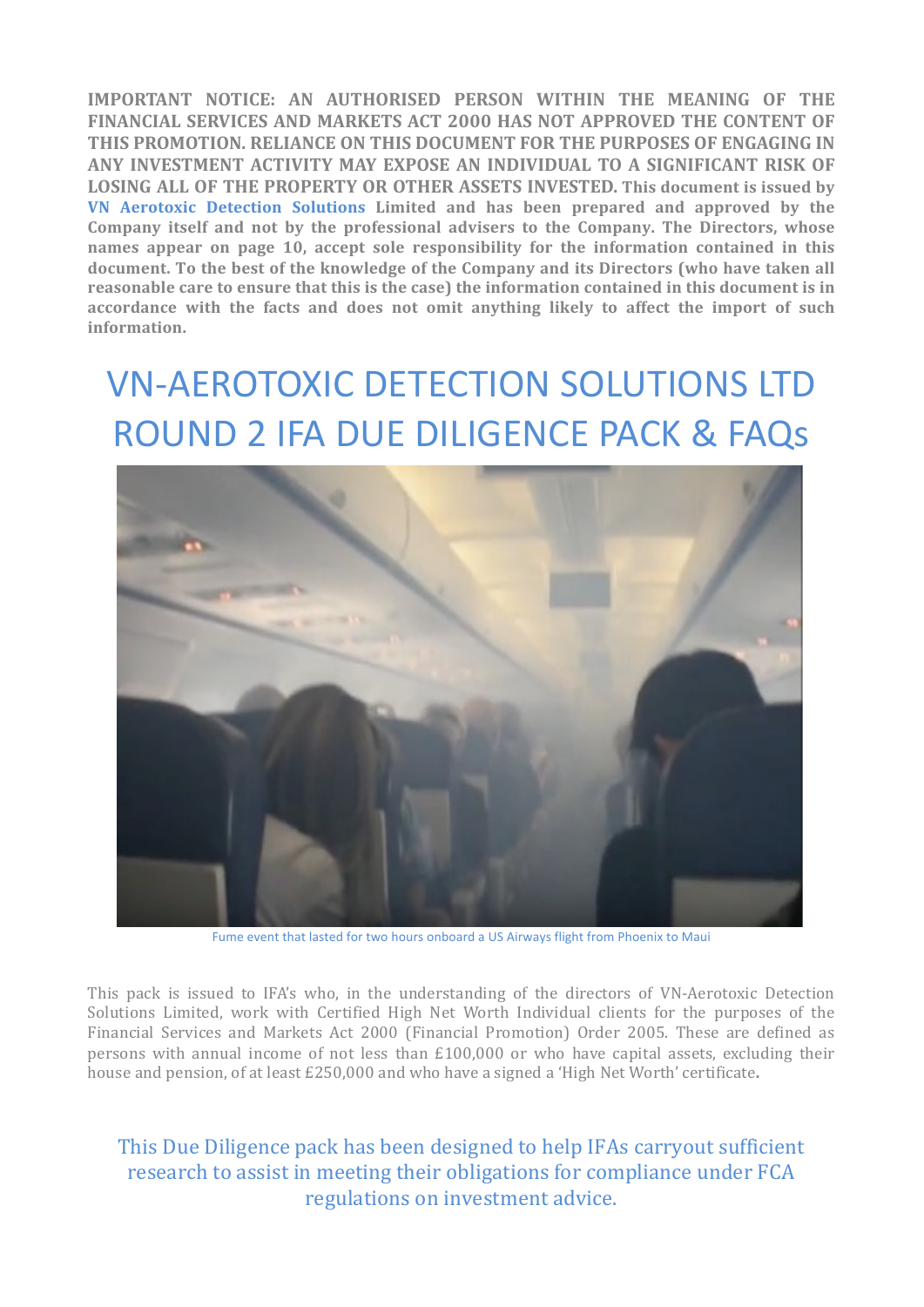**IMPORTANT NOTICE: AN AUTHORISED PERSON WITHIN THE MEANING OF THE FINANCIAL SERVICES AND MARKETS ACT 2000 HAS NOT APPROVED THE CONTENT OF THIS PROMOTION. RELIANCE ON THIS DOCUMENT FOR THE PURPOSES OF ENGAGING IN ANY INVESTMENT ACTIVITY MAY EXPOSE AN INDIVIDUAL TO A SIGNIFICANT RISK OF LOSING ALL OF THE PROPERTY OR OTHER ASSETS INVESTED. This document is issued by VN Aerotoxic Detection Solutions Limited and has been prepared and approved by the Company itself and not by the professional advisers to the Company. The Directors, whose names appear on page 10, accept sole responsibility for the information contained in this document. To the best of the knowledge of the Company and its Directors (who have taken all reasonable care to ensure that this is the case) the information contained in this document is in accordance with the facts and does not omit anything likely to affect the import of such information.**

# VN-AEROTOXIC DETECTION SOLUTIONS LTD ROUND 2 IFA DUE DILIGENCE PACK & FAQs

Fume event that lasted for two hours onboard a US Airways flight from Phoenix to Maui

This pack is issued to IFA's who, in the understanding of the directors of VN-Aerotoxic Detection Solutions Limited, work with Certified High Net Worth Individual clients for the purposes of the Financial Services and Markets Act 2000 (Financial Promotion) Order 2005. These are defined as persons with annual income of not less than £100,000 or who have capital assets, excluding their house and pension, of at least £250,000 and who have a signed a 'High Net Worth' certificate.

This Due Diligence pack has been designed to help IFAs carryout sufficient research to assist in meeting their obligations for compliance under FCA regulations on investment advice.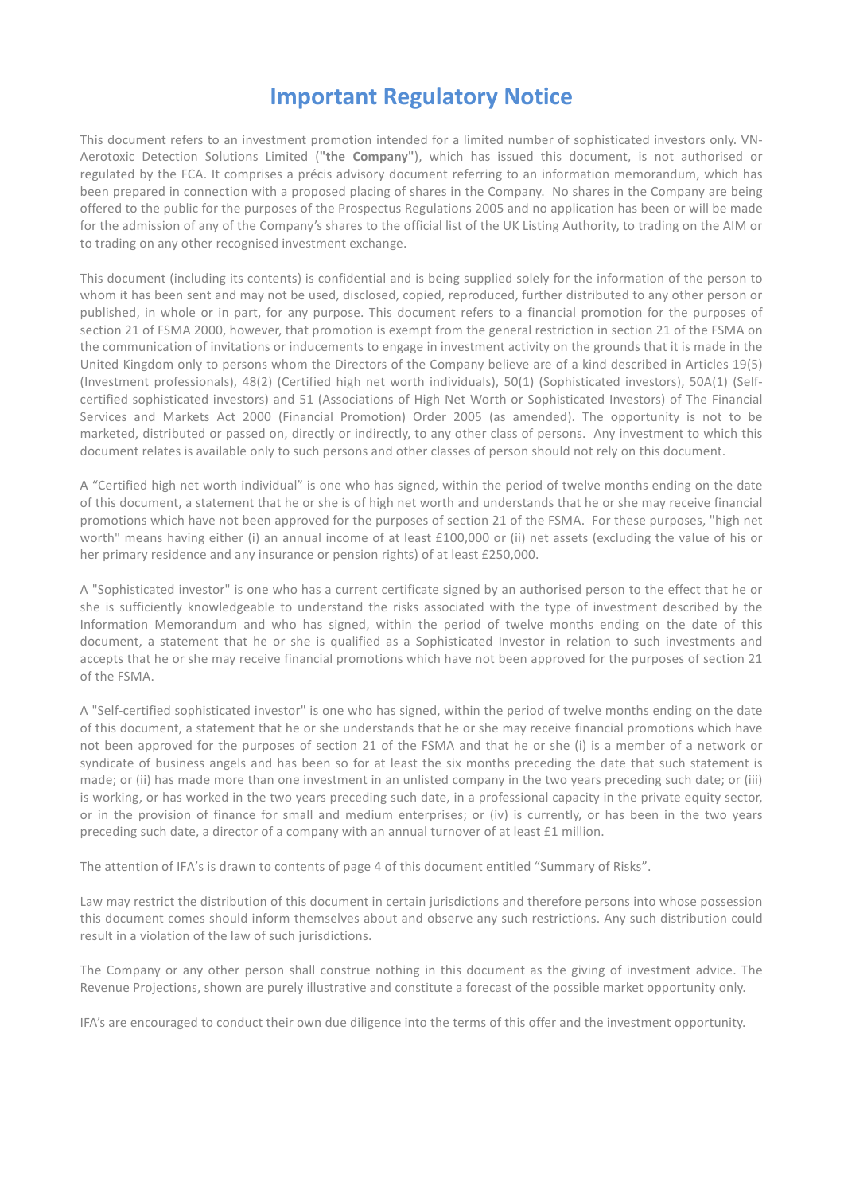# Important Regulatory Notice

This document refers to an investment promotion intended for a limited number of sophisticated investors only. VN-Aerotoxic Detection Solutions Limited (**"the Company"**), which has issued this document, is not authorised or regulated by the FCA. It comprises a précis advisory document referring to an information memorandum, which has been prepared in connection with a proposed placing of shares in the Company. No shares in the Company are being offered to the public for the purposes of the Prospectus Regulations 2005 and no application has been or will be made for the admission of any of the Company's shares to the official list of the UK Listing Authority, to trading on the AIM or to trading on any other recognised investment exchange.

This document (including its contents) is confidential and is being supplied solely for the information of the person to whom it has been sent and may not be used, disclosed, copied, reproduced, further distributed to any other person or published, in whole or in part, for any purpose. This document refers to a financial promotion for the purposes of section 21 of FSMA 2000, however, that promotion is exempt from the general restriction in section 21 of the FSMA on the communication of invitations or inducements to engage in investment activity on the grounds that it is made in the United Kingdom only to persons whom the Directors of the Company believe are of a kind described in Articles 19(5) (Investment professionals), 48(2) (Certified high net worth individuals), 50(1) (Sophisticated investors), 50A(1) (Self-certified sophisticated investors) and 51 (Associations of High Net Worth or Sophisticated Investors) of The Financial Services and Markets Act 2000 (Financial Promotion) Order 2005 (as amended). The opportunity is not to be marketed, distributed or passed on, directly or indirectly, to any other class of persons. Any investment to which this document relates is available only to such persons and other classes of person should not rely on this document.

A "Certified high net worth individual" is one who has signed, within the period of twelve months ending on the date of this document, a statement that he or she is of high net worth and understands that he or she may receive financial promotions which have not been approved for the purposes of section 21 of the FSMA. For these purposes, "high net worth" means having either (i) an annual income of at least £100,000 or (ii) net assets (excluding the value of his or her primary residence and any insurance or pension rights) of at least £250,000.

A "Sophisticated investor" is one who has a current certificate signed by an authorised person to the effect that he or she is sufficiently knowledgeable to understand the risks associated with the type of investment described by the Information Memorandum and who has signed, within the period of twelve months ending on the date of this document, a statement that he or she is qualified as a Sophisticated Investor in relation to such investments and accepts that he or she may receive financial promotions which have not been approved for the purposes of section 21 of the FSMA.

A "Self-certified sophisticated investor" is one who has signed, within the period of twelve months ending on the date of this document, a statement that he or she understands that he or she may receive financial promotions which have not been approved for the purposes of section 21 of the FSMA and that he or she (i) is a member of a network or syndicate of business angels and has been so for at least the six months preceding the date that such statement is made; or (ii) has made more than one investment in an unlisted company in the two years preceding such date; or (iii) is working, or has worked in the two years preceding such date, in a professional capacity in the private equity sector, or in the provision of finance for small and medium enterprises; or (iv) is currently, or has been in the two years preceding such date, a director of a company with an annual turnover of at least £1 million.

The attention of IFA's is drawn to contents of page 4 of this document entitled "Summary of Risks".

Law may restrict the distribution of this document in certain jurisdictions and therefore persons into whose possession this document comes should inform themselves about and observe any such restrictions. Any such distribution could result in a violation of the law of such jurisdictions.

The Company or any other person shall construe nothing in this document as the giving of investment advice. The Revenue Projections, shown are purely illustrative and constitute a forecast of the possible market opportunity only.

IFA's are encouraged to conduct their own due diligence into the terms of this offer and the investment opportunity.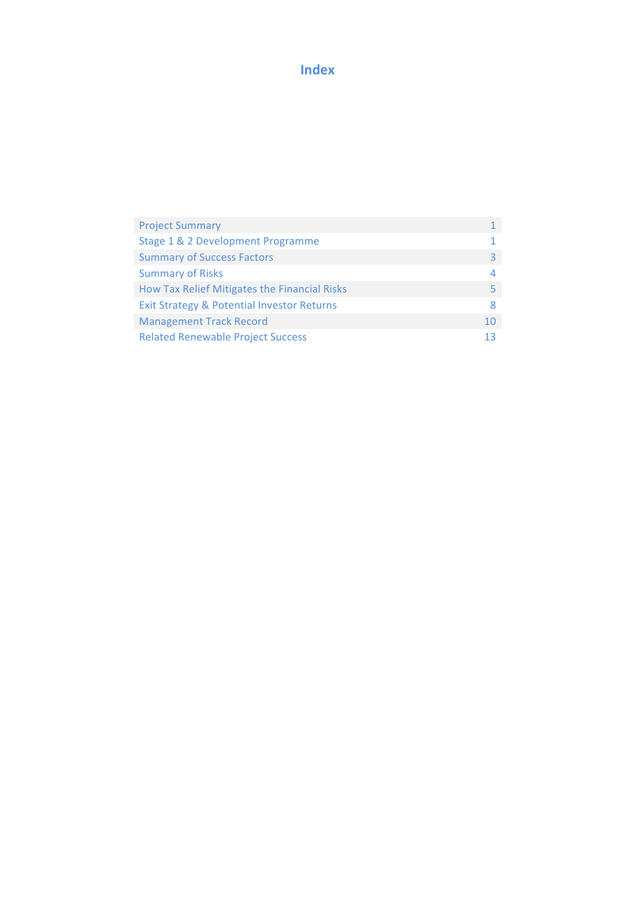# Index

| | |
|---|---|
| Project Summary | 1 |
| Stage 1 & 2 Development Programme | 1 |
| Summary of Success Factors | 3 |
| Summary of Risks | 4 |
| How Tax Relief Mitigates the Financial Risks | 5 |
| Exit Strategy & Potential Investor Returns | 8 |
| Management Track Record | 10 |
| Related Renewable Project Success | 13 |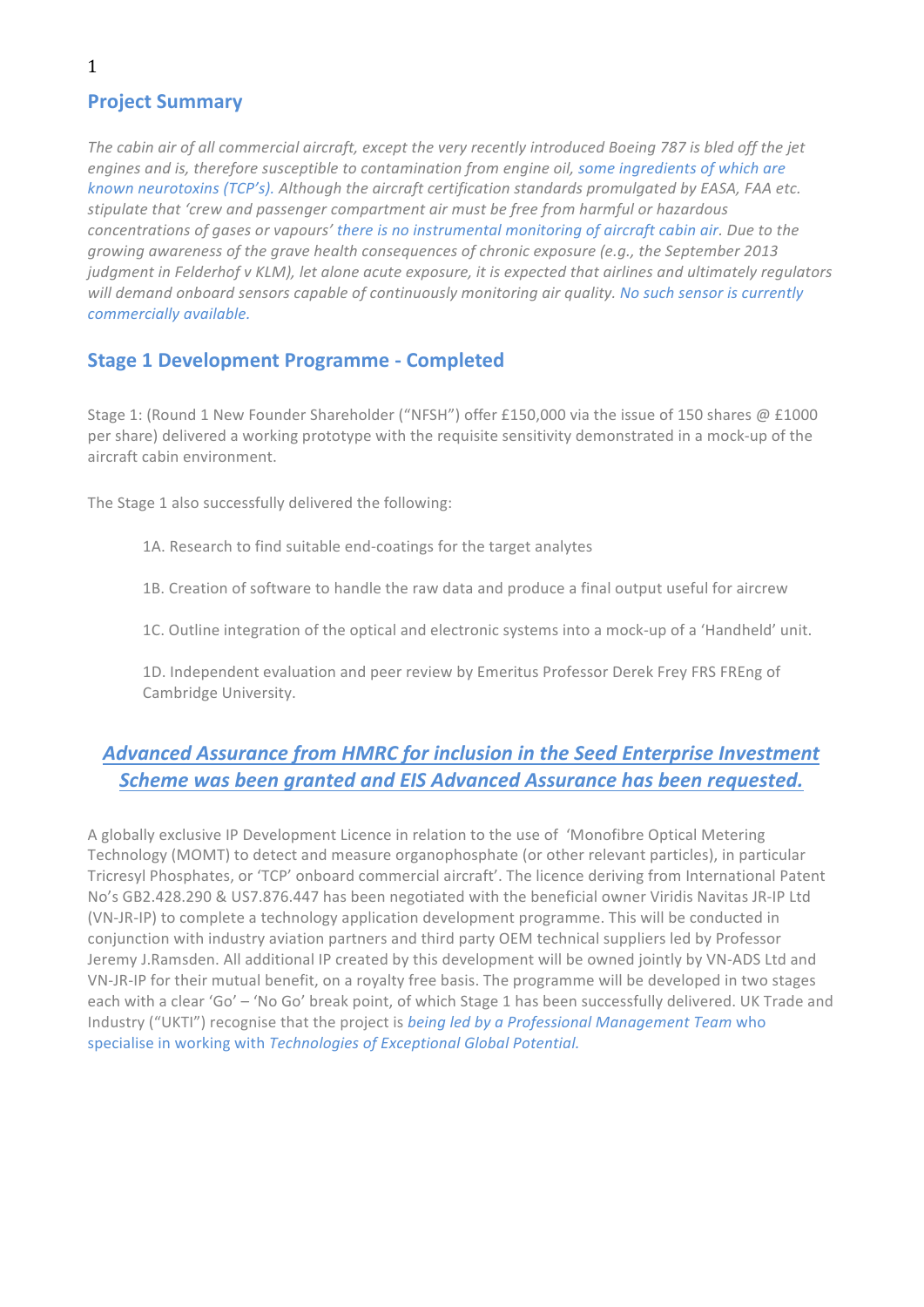## Project Summary

*The cabin air of all commercial aircraft, except the very recently introduced Boeing 787 is bled off the jet engines and is, therefore susceptible to contamination from engine oil, some ingredients of which are known neurotoxins (TCP's). Although the aircraft certification standards promulgated by EASA, FAA etc. stipulate that 'crew and passenger compartment air must be free from harmful or hazardous concentrations of gases or vapours' there is no instrumental monitoring of aircraft cabin air. Due to the growing awareness of the grave health consequences of chronic exposure (e.g., the September 2013 judgment in Felderhof v KLM), let alone acute exposure, it is expected that airlines and ultimately regulators will demand onboard sensors capable of continuously monitoring air quality. No such sensor is currently commercially available.*

## Stage 1 Development Programme - Completed

Stage 1: (Round 1 New Founder Shareholder ("NFSH") offer £150,000 via the issue of 150 shares @ £1000 per share) delivered a working prototype with the requisite sensitivity demonstrated in a mock-up of the aircraft cabin environment.

The Stage 1 also successfully delivered the following:

- 1A. Research to find suitable end-coatings for the target analytes
- 1B. Creation of software to handle the raw data and produce a final output useful for aircrew
- 1C. Outline integration of the optical and electronic systems into a mock-up of a 'Handheld' unit.
- 1D. Independent evaluation and peer review by Emeritus Professor Derek Frey FRS FREng of Cambridge University.

### *Advanced Assurance from HMRC for inclusion in the Seed Enterprise Investment Scheme was been granted and EIS Advanced Assurance has been requested.*

A globally exclusive IP Development Licence in relation to the use of 'Monofibre Optical Metering Technology (MOMT) to detect and measure organophosphate (or other relevant particles), in particular Tricresyl Phosphates, or 'TCP' onboard commercial aircraft'. The licence deriving from International Patent No's GB2.428.290 & US7.876.447 has been negotiated with the beneficial owner Viridis Navitas JR-IP Ltd (VN-JR-IP) to complete a technology application development programme. This will be conducted in conjunction with industry aviation partners and third party OEM technical suppliers led by Professor Jeremy J.Ramsden. All additional IP created by this development will be owned jointly by VN-ADS Ltd and VN-JR-IP for their mutual benefit, on a royalty free basis. The programme will be developed in two stages each with a clear 'Go' – 'No Go' break point, of which Stage 1 has been successfully delivered. UK Trade and Industry ("UKTI") recognise that the project is *being led by a Professional Management Team* who specialise in working with *Technologies of Exceptional Global Potential.*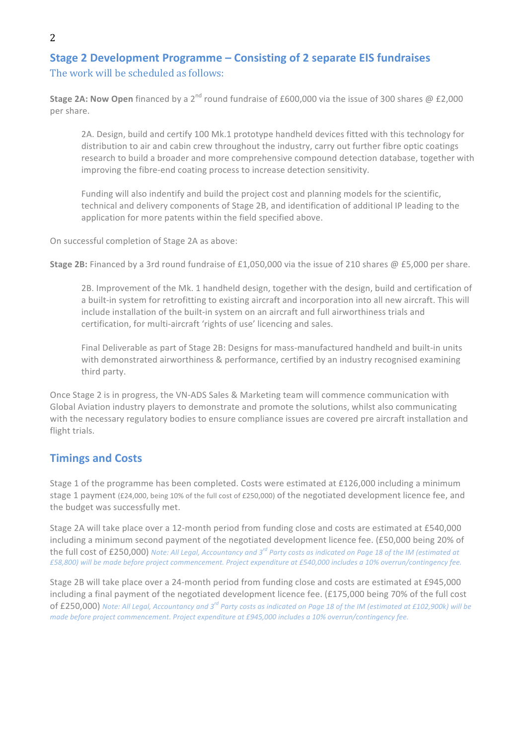## Stage 2 Development Programme – Consisting of 2 separate EIS fundraises

### The work will be scheduled as follows:

**Stage 2A: Now Open** financed by a 2nd round fundraise of £600,000 via the issue of 300 shares @ £2,000 per share.

> 2A. Design, build and certify 100 Mk.1 prototype handheld devices fitted with this technology for distribution to air and cabin crew throughout the industry, carry out further fibre optic coatings research to build a broader and more comprehensive compound detection database, together with improving the fibre-end coating process to increase detection sensitivity.
>
> Funding will also indentify and build the project cost and planning models for the scientific, technical and delivery components of Stage 2B, and identification of additional IP leading to the application for more patents within the field specified above.

On successful completion of Stage 2A as above:

**Stage 2B:** Financed by a 3rd round fundraise of £1,050,000 via the issue of 210 shares @ £5,000 per share.

> 2B. Improvement of the Mk. 1 handheld design, together with the design, build and certification of a built-in system for retrofitting to existing aircraft and incorporation into all new aircraft. This will include installation of the built-in system on an aircraft and full airworthiness trials and certification, for multi-aircraft 'rights of use' licencing and sales.
>
> Final Deliverable as part of Stage 2B: Designs for mass-manufactured handheld and built-in units with demonstrated airworthiness & performance, certified by an industry recognised examining third party.

Once Stage 2 is in progress, the VN-ADS Sales & Marketing team will commence communication with Global Aviation industry players to demonstrate and promote the solutions, whilst also communicating with the necessary regulatory bodies to ensure compliance issues are covered pre aircraft installation and flight trials.

## Timings and Costs

Stage 1 of the programme has been completed. Costs were estimated at £126,000 including a minimum stage 1 payment (£24,000, being 10% of the full cost of £250,000) of the negotiated development licence fee, and the budget was successfully met.

Stage 2A will take place over a 12-month period from funding close and costs are estimated at £540,000 including a minimum second payment of the negotiated development licence fee. (£50,000 being 20% of the full cost of £250,000) *Note: All Legal, Accountancy and 3rd Party costs as indicated on Page 18 of the IM (estimated at £58,800) will be made before project commencement. Project expenditure at £540,000 includes a 10% overrun/contingency fee.*

Stage 2B will take place over a 24-month period from funding close and costs are estimated at £945,000 including a final payment of the negotiated development licence fee. (£175,000 being 70% of the full cost of £250,000) *Note: All Legal, Accountancy and 3rd Party costs as indicated on Page 18 of the IM (estimated at £102,900k) will be made before project commencement. Project expenditure at £945,000 includes a 10% overrun/contingency fee.*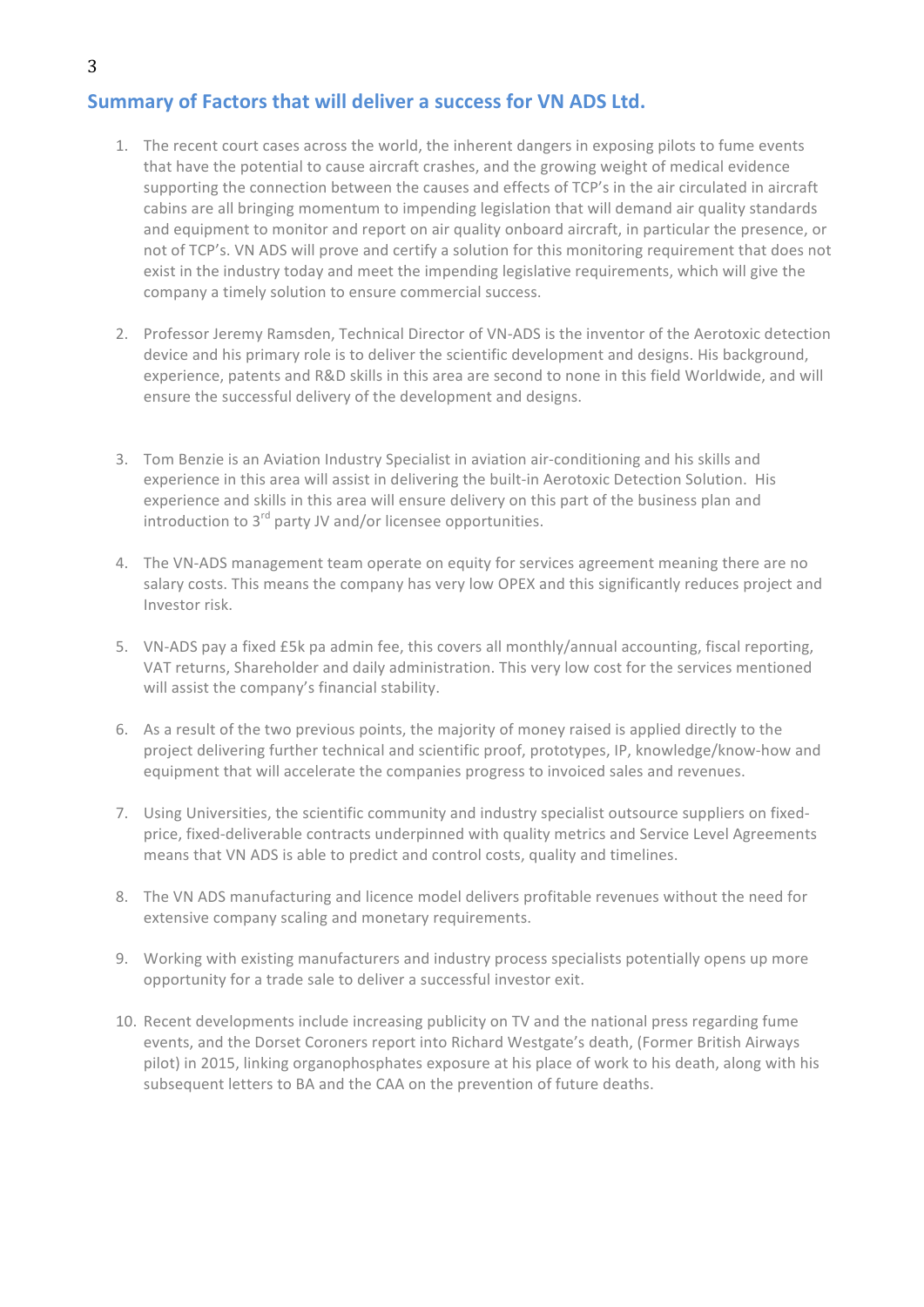## Summary of Factors that will deliver a success for VN ADS Ltd.

1. The recent court cases across the world, the inherent dangers in exposing pilots to fume events that have the potential to cause aircraft crashes, and the growing weight of medical evidence supporting the connection between the causes and effects of TCP's in the air circulated in aircraft cabins are all bringing momentum to impending legislation that will demand air quality standards and equipment to monitor and report on air quality onboard aircraft, in particular the presence, or not of TCP's. VN ADS will prove and certify a solution for this monitoring requirement that does not exist in the industry today and meet the impending legislative requirements, which will give the company a timely solution to ensure commercial success.

2. Professor Jeremy Ramsden, Technical Director of VN-ADS is the inventor of the Aerotoxic detection device and his primary role is to deliver the scientific development and designs. His background, experience, patents and R&D skills in this area are second to none in this field Worldwide, and will ensure the successful delivery of the development and designs.

3. Tom Benzie is an Aviation Industry Specialist in aviation air-conditioning and his skills and experience in this area will assist in delivering the built-in Aerotoxic Detection Solution. His experience and skills in this area will ensure delivery on this part of the business plan and introduction to 3rd party JV and/or licensee opportunities.

4. The VN-ADS management team operate on equity for services agreement meaning there are no salary costs. This means the company has very low OPEX and this significantly reduces project and Investor risk.

5. VN-ADS pay a fixed £5k pa admin fee, this covers all monthly/annual accounting, fiscal reporting, VAT returns, Shareholder and daily administration. This very low cost for the services mentioned will assist the company's financial stability.

6. As a result of the two previous points, the majority of money raised is applied directly to the project delivering further technical and scientific proof, prototypes, IP, knowledge/know-how and equipment that will accelerate the companies progress to invoiced sales and revenues.

7. Using Universities, the scientific community and industry specialist outsource suppliers on fixed-price, fixed-deliverable contracts underpinned with quality metrics and Service Level Agreements means that VN ADS is able to predict and control costs, quality and timelines.

8. The VN ADS manufacturing and licence model delivers profitable revenues without the need for extensive company scaling and monetary requirements.

9. Working with existing manufacturers and industry process specialists potentially opens up more opportunity for a trade sale to deliver a successful investor exit.

10. Recent developments include increasing publicity on TV and the national press regarding fume events, and the Dorset Coroners report into Richard Westgate's death, (Former British Airways pilot) in 2015, linking organophosphates exposure at his place of work to his death, along with his subsequent letters to BA and the CAA on the prevention of future deaths.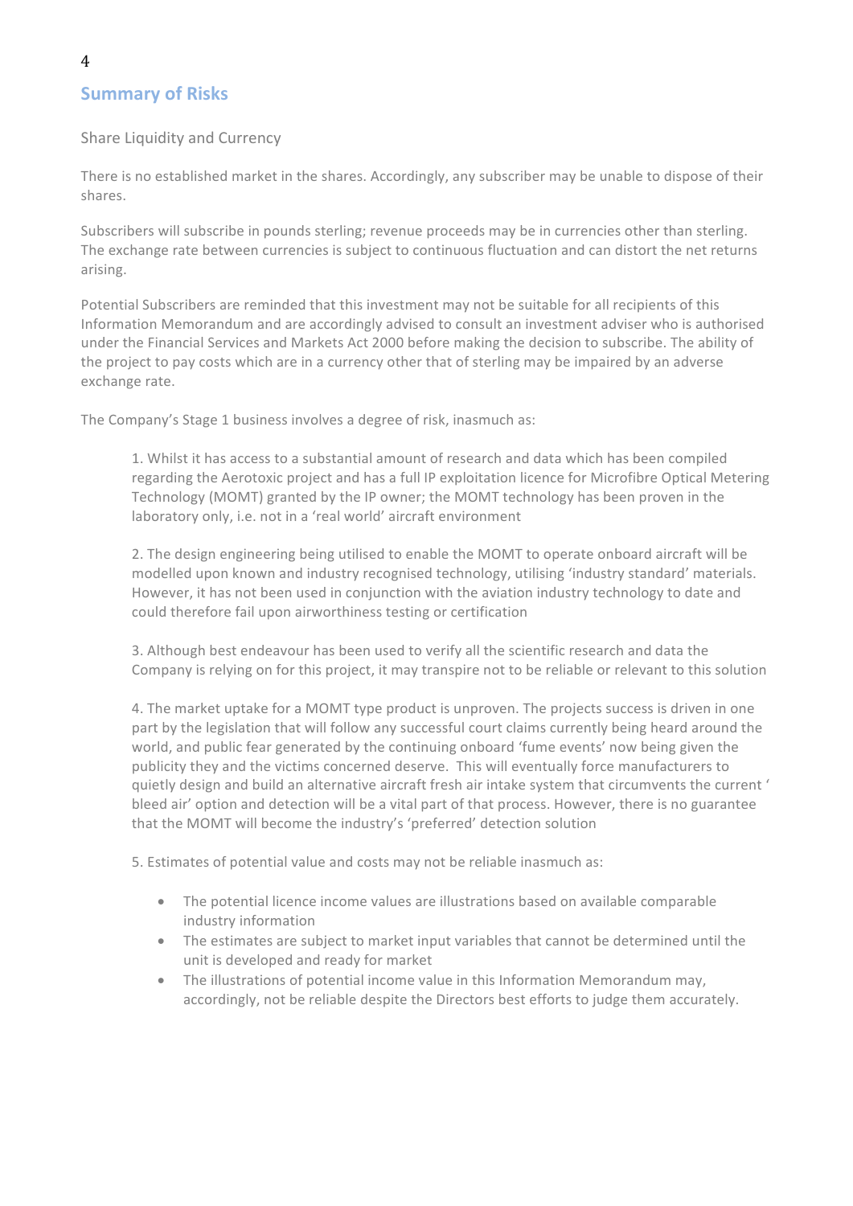## Summary of Risks

### Share Liquidity and Currency

There is no established market in the shares. Accordingly, any subscriber may be unable to dispose of their shares.

Subscribers will subscribe in pounds sterling; revenue proceeds may be in currencies other than sterling. The exchange rate between currencies is subject to continuous fluctuation and can distort the net returns arising.

Potential Subscribers are reminded that this investment may not be suitable for all recipients of this Information Memorandum and are accordingly advised to consult an investment adviser who is authorised under the Financial Services and Markets Act 2000 before making the decision to subscribe. The ability of the project to pay costs which are in a currency other that of sterling may be impaired by an adverse exchange rate.

The Company's Stage 1 business involves a degree of risk, inasmuch as:

1. Whilst it has access to a substantial amount of research and data which has been compiled regarding the Aerotoxic project and has a full IP exploitation licence for Microfibre Optical Metering Technology (MOMT) granted by the IP owner; the MOMT technology has been proven in the laboratory only, i.e. not in a 'real world' aircraft environment

2. The design engineering being utilised to enable the MOMT to operate onboard aircraft will be modelled upon known and industry recognised technology, utilising 'industry standard' materials. However, it has not been used in conjunction with the aviation industry technology to date and could therefore fail upon airworthiness testing or certification

3. Although best endeavour has been used to verify all the scientific research and data the Company is relying on for this project, it may transpire not to be reliable or relevant to this solution

4. The market uptake for a MOMT type product is unproven. The projects success is driven in one part by the legislation that will follow any successful court claims currently being heard around the world, and public fear generated by the continuing onboard 'fume events' now being given the publicity they and the victims concerned deserve. This will eventually force manufacturers to quietly design and build an alternative aircraft fresh air intake system that circumvents the current ' bleed air' option and detection will be a vital part of that process. However, there is no guarantee that the MOMT will become the industry's 'preferred' detection solution

5. Estimates of potential value and costs may not be reliable inasmuch as:

   - The potential licence income values are illustrations based on available comparable industry information
   - The estimates are subject to market input variables that cannot be determined until the unit is developed and ready for market
   - The illustrations of potential income value in this Information Memorandum may, accordingly, not be reliable despite the Directors best efforts to judge them accurately.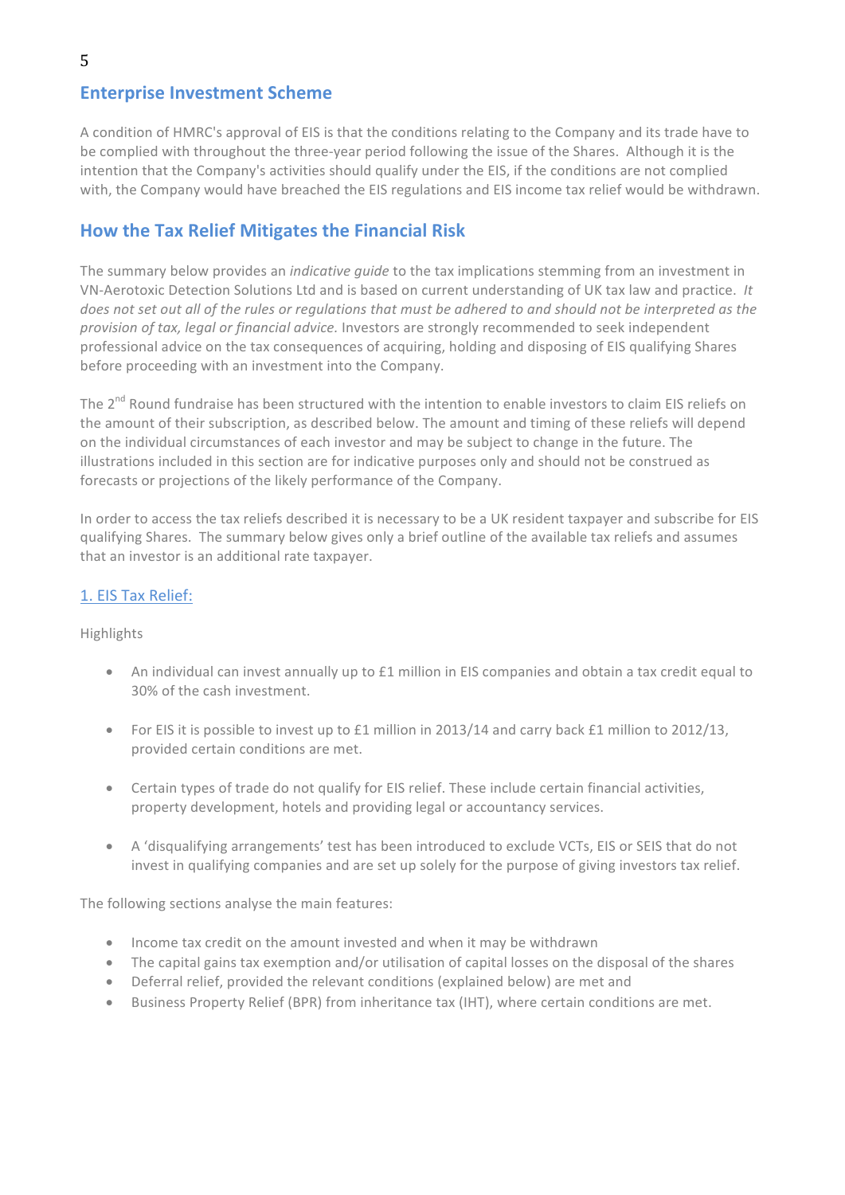## Enterprise Investment Scheme

A condition of HMRC's approval of EIS is that the conditions relating to the Company and its trade have to be complied with throughout the three-year period following the issue of the Shares. Although it is the intention that the Company's activities should qualify under the EIS, if the conditions are not complied with, the Company would have breached the EIS regulations and EIS income tax relief would be withdrawn.

## How the Tax Relief Mitigates the Financial Risk

The summary below provides an *indicative guide* to the tax implications stemming from an investment in VN-Aerotoxic Detection Solutions Ltd and is based on current understanding of UK tax law and practice. *It does not set out all of the rules or regulations that must be adhered to and should not be interpreted as the provision of tax, legal or financial advice.* Investors are strongly recommended to seek independent professional advice on the tax consequences of acquiring, holding and disposing of EIS qualifying Shares before proceeding with an investment into the Company.

The 2nd Round fundraise has been structured with the intention to enable investors to claim EIS reliefs on the amount of their subscription, as described below. The amount and timing of these reliefs will depend on the individual circumstances of each investor and may be subject to change in the future. The illustrations included in this section are for indicative purposes only and should not be construed as forecasts or projections of the likely performance of the Company.

In order to access the tax reliefs described it is necessary to be a UK resident taxpayer and subscribe for EIS qualifying Shares. The summary below gives only a brief outline of the available tax reliefs and assumes that an investor is an additional rate taxpayer.

### 1. EIS Tax Relief:

Highlights

- An individual can invest annually up to £1 million in EIS companies and obtain a tax credit equal to 30% of the cash investment.
- For EIS it is possible to invest up to £1 million in 2013/14 and carry back £1 million to 2012/13, provided certain conditions are met.
- Certain types of trade do not qualify for EIS relief. These include certain financial activities, property development, hotels and providing legal or accountancy services.
- A 'disqualifying arrangements' test has been introduced to exclude VCTs, EIS or SEIS that do not invest in qualifying companies and are set up solely for the purpose of giving investors tax relief.

The following sections analyse the main features:

- Income tax credit on the amount invested and when it may be withdrawn
- The capital gains tax exemption and/or utilisation of capital losses on the disposal of the shares
- Deferral relief, provided the relevant conditions (explained below) are met and
- Business Property Relief (BPR) from inheritance tax (IHT), where certain conditions are met.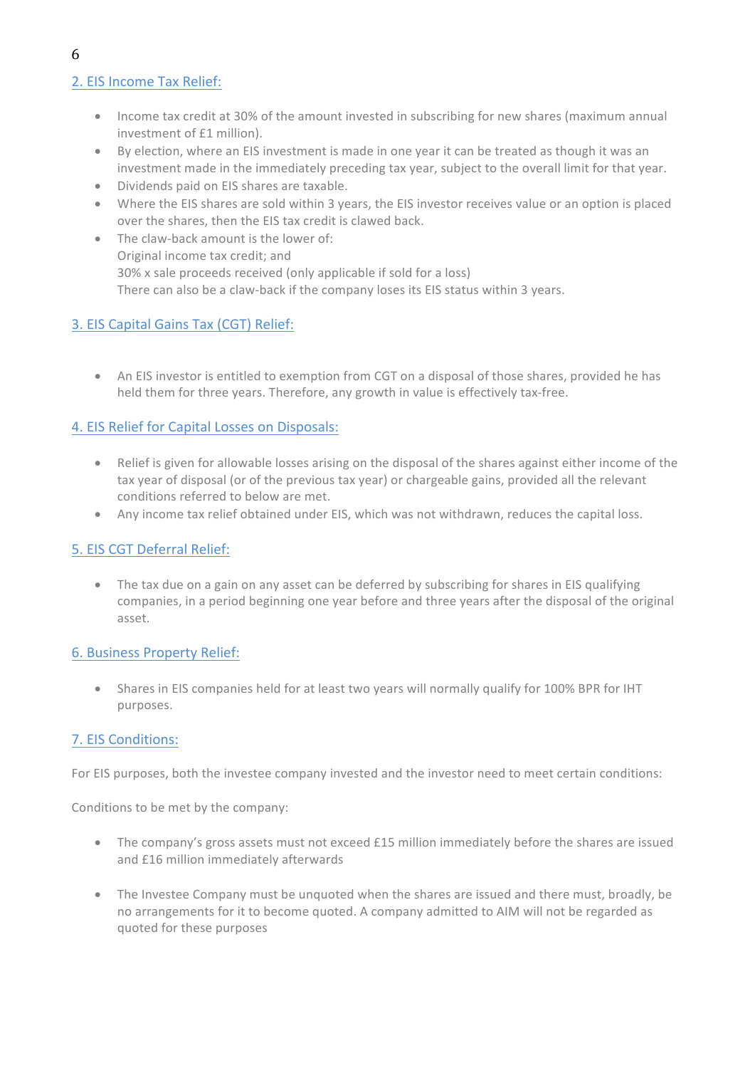## 2. EIS Income Tax Relief:

- Income tax credit at 30% of the amount invested in subscribing for new shares (maximum annual investment of £1 million).
- By election, where an EIS investment is made in one year it can be treated as though it was an investment made in the immediately preceding tax year, subject to the overall limit for that year.
- Dividends paid on EIS shares are taxable.
- Where the EIS shares are sold within 3 years, the EIS investor receives value or an option is placed over the shares, then the EIS tax credit is clawed back.
- The claw-back amount is the lower of:
  Original income tax credit; and
  30% x sale proceeds received (only applicable if sold for a loss)
  There can also be a claw-back if the company loses its EIS status within 3 years.

## 3. EIS Capital Gains Tax (CGT) Relief:

- An EIS investor is entitled to exemption from CGT on a disposal of those shares, provided he has held them for three years. Therefore, any growth in value is effectively tax-free.

## 4. EIS Relief for Capital Losses on Disposals:

- Relief is given for allowable losses arising on the disposal of the shares against either income of the tax year of disposal (or of the previous tax year) or chargeable gains, provided all the relevant conditions referred to below are met.
- Any income tax relief obtained under EIS, which was not withdrawn, reduces the capital loss.

## 5. EIS CGT Deferral Relief:

- The tax due on a gain on any asset can be deferred by subscribing for shares in EIS qualifying companies, in a period beginning one year before and three years after the disposal of the original asset.

## 6. Business Property Relief:

- Shares in EIS companies held for at least two years will normally qualify for 100% BPR for IHT purposes.

## 7. EIS Conditions:

For EIS purposes, both the investee company invested and the investor need to meet certain conditions:

Conditions to be met by the company:

- The company's gross assets must not exceed £15 million immediately before the shares are issued and £16 million immediately afterwards

- The Investee Company must be unquoted when the shares are issued and there must, broadly, be no arrangements for it to become quoted. A company admitted to AIM will not be regarded as quoted for these purposes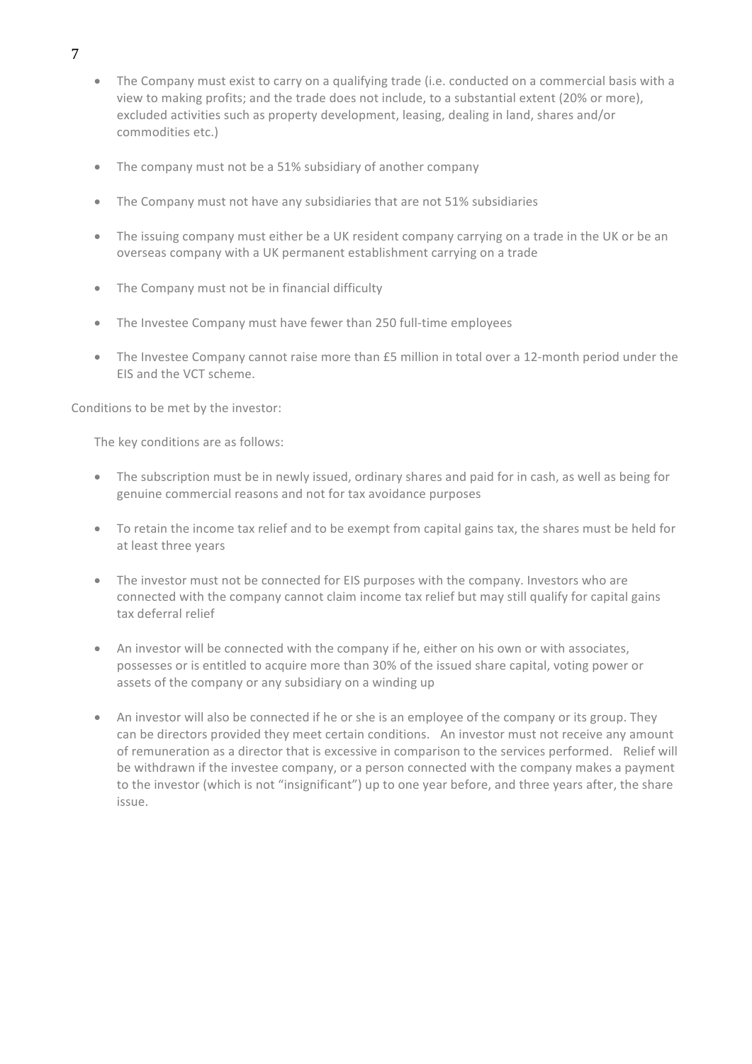- The Company must exist to carry on a qualifying trade (i.e. conducted on a commercial basis with a view to making profits; and the trade does not include, to a substantial extent (20% or more), excluded activities such as property development, leasing, dealing in land, shares and/or commodities etc.)

- The company must not be a 51% subsidiary of another company

- The Company must not have any subsidiaries that are not 51% subsidiaries

- The issuing company must either be a UK resident company carrying on a trade in the UK or be an overseas company with a UK permanent establishment carrying on a trade

- The Company must not be in financial difficulty

- The Investee Company must have fewer than 250 full-time employees

- The Investee Company cannot raise more than £5 million in total over a 12-month period under the EIS and the VCT scheme.

Conditions to be met by the investor:

The key conditions are as follows:

- The subscription must be in newly issued, ordinary shares and paid for in cash, as well as being for genuine commercial reasons and not for tax avoidance purposes

- To retain the income tax relief and to be exempt from capital gains tax, the shares must be held for at least three years

- The investor must not be connected for EIS purposes with the company. Investors who are connected with the company cannot claim income tax relief but may still qualify for capital gains tax deferral relief

- An investor will be connected with the company if he, either on his own or with associates, possesses or is entitled to acquire more than 30% of the issued share capital, voting power or assets of the company or any subsidiary on a winding up

- An investor will also be connected if he or she is an employee of the company or its group. They can be directors provided they meet certain conditions. An investor must not receive any amount of remuneration as a director that is excessive in comparison to the services performed. Relief will be withdrawn if the investee company, or a person connected with the company makes a payment to the investor (which is not "insignificant") up to one year before, and three years after, the share issue.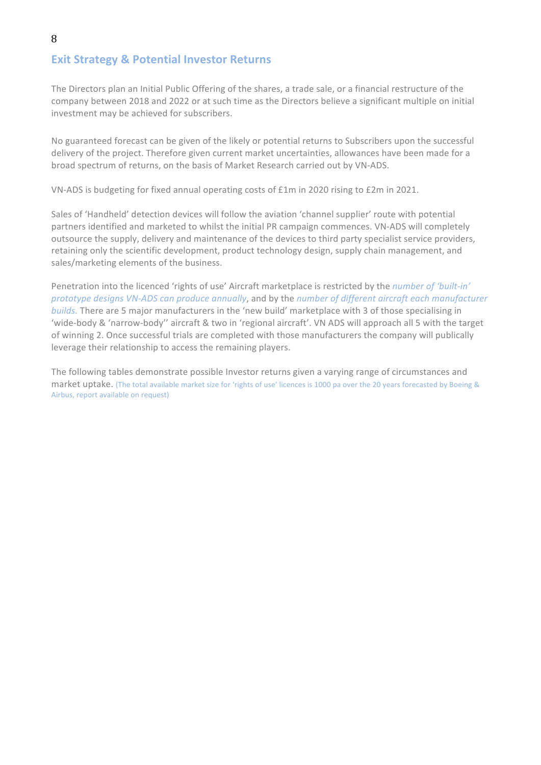## Exit Strategy & Potential Investor Returns

The Directors plan an Initial Public Offering of the shares, a trade sale, or a financial restructure of the company between 2018 and 2022 or at such time as the Directors believe a significant multiple on initial investment may be achieved for subscribers.

No guaranteed forecast can be given of the likely or potential returns to Subscribers upon the successful delivery of the project. Therefore given current market uncertainties, allowances have been made for a broad spectrum of returns, on the basis of Market Research carried out by VN-ADS.

VN-ADS is budgeting for fixed annual operating costs of £1m in 2020 rising to £2m in 2021.

Sales of 'Handheld' detection devices will follow the aviation 'channel supplier' route with potential partners identified and marketed to whilst the initial PR campaign commences. VN-ADS will completely outsource the supply, delivery and maintenance of the devices to third party specialist service providers, retaining only the scientific development, product technology design, supply chain management, and sales/marketing elements of the business.

Penetration into the licenced 'rights of use' Aircraft marketplace is restricted by the *number of 'built-in' prototype designs VN-ADS can produce annually*, and by the *number of different aircraft each manufacturer builds*. There are 5 major manufacturers in the 'new build' marketplace with 3 of those specialising in 'wide-body & 'narrow-body'' aircraft & two in 'regional aircraft'. VN ADS will approach all 5 with the target of winning 2. Once successful trials are completed with those manufacturers the company will publically leverage their relationship to access the remaining players.

The following tables demonstrate possible Investor returns given a varying range of circumstances and market uptake. (The total available market size for 'rights of use' licences is 1000 pa over the 20 years forecasted by Boeing & Airbus, report available on request)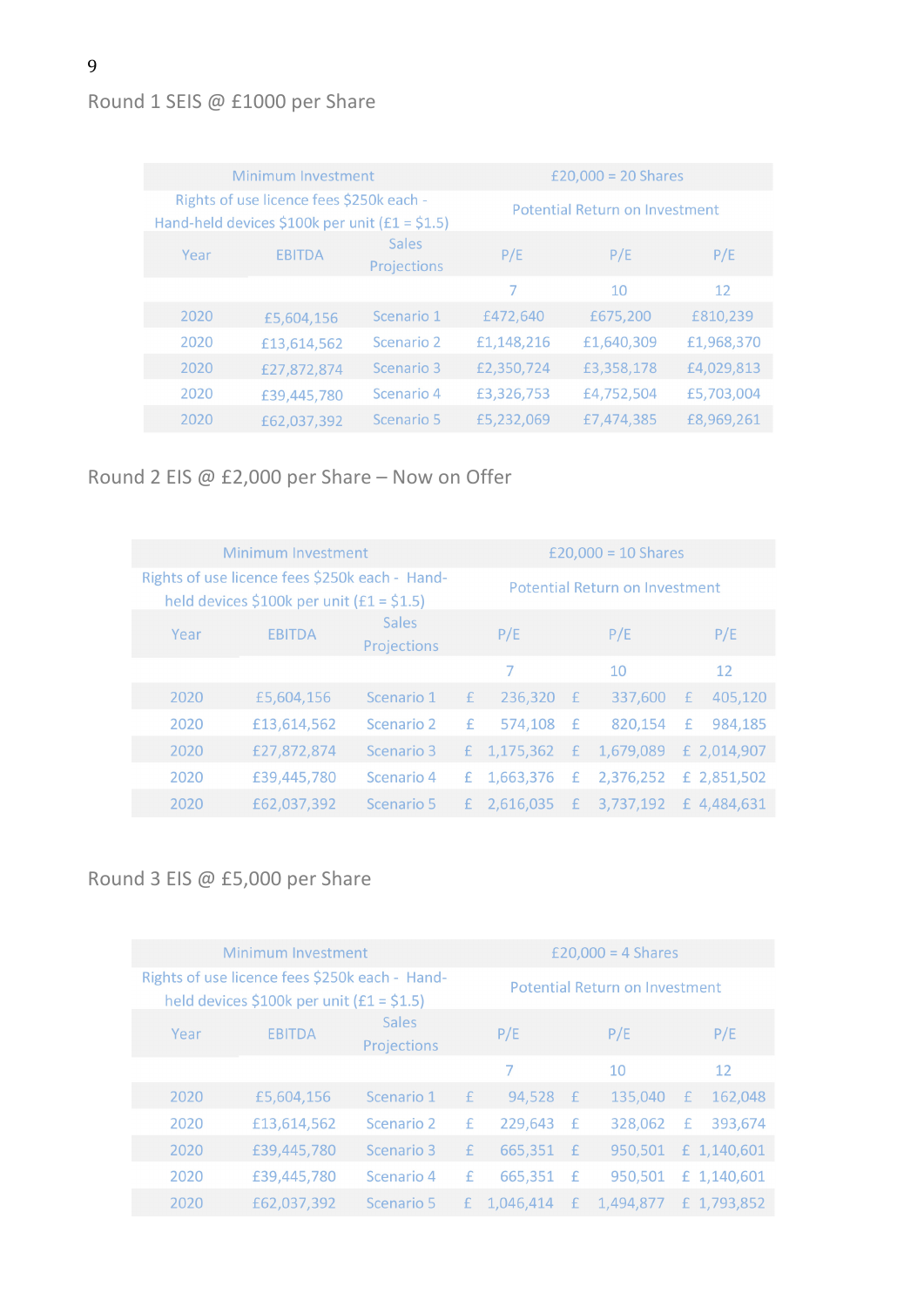## Round 1 SEIS @ £1000 per Share

| Minimum Investment | | | £20,000 = 20 Shares | | |
|---|---|---|---|---|---|
| Rights of use licence fees $250k each - Hand-held devices $100k per unit (£1 = $1.5) | | | Potential Return on Investment | | |
| Year | EBITDA | Sales Projections | P/E | P/E | P/E |
| | | | 7 | 10 | 12 |
| 2020 | £5,604,156 | Scenario 1 | £472,640 | £675,200 | £810,239 |
| 2020 | £13,614,562 | Scenario 2 | £1,148,216 | £1,640,309 | £1,968,370 |
| 2020 | £27,872,874 | Scenario 3 | £2,350,724 | £3,358,178 | £4,029,813 |
| 2020 | £39,445,780 | Scenario 4 | £3,326,753 | £4,752,504 | £5,703,004 |
| 2020 | £62,037,392 | Scenario 5 | £5,232,069 | £7,474,385 | £8,969,261 |

## Round 2 EIS @ £2,000 per Share – Now on Offer

| Minimum Investment | | | £20,000 = 10 Shares | | |
|---|---|---|---|---|---|
| Rights of use licence fees $250k each - Hand-held devices $100k per unit (£1 = $1.5) | | | Potential Return on Investment | | |
| Year | EBITDA | Sales Projections | P/E | P/E | P/E |
| | | | 7 | 10 | 12 |
| 2020 | £5,604,156 | Scenario 1 | £ 236,320 | £ 337,600 | £ 405,120 |
| 2020 | £13,614,562 | Scenario 2 | £ 574,108 | £ 820,154 | £ 984,185 |
| 2020 | £27,872,874 | Scenario 3 | £ 1,175,362 | £ 1,679,089 | £ 2,014,907 |
| 2020 | £39,445,780 | Scenario 4 | £ 1,663,376 | £ 2,376,252 | £ 2,851,502 |
| 2020 | £62,037,392 | Scenario 5 | £ 2,616,035 | £ 3,737,192 | £ 4,484,631 |

## Round 3 EIS @ £5,000 per Share

| Minimum Investment | | | £20,000 = 4 Shares | | |
|---|---|---|---|---|---|
| Rights of use licence fees $250k each - Hand-held devices $100k per unit (£1 = $1.5) | | | Potential Return on Investment | | |
| Year | EBITDA | Sales Projections | P/E | P/E | P/E |
| | | | 7 | 10 | 12 |
| 2020 | £5,604,156 | Scenario 1 | £ 94,528 | £ 135,040 | £ 162,048 |
| 2020 | £13,614,562 | Scenario 2 | £ 229,643 | £ 328,062 | £ 393,674 |
| 2020 | £39,445,780 | Scenario 3 | £ 665,351 | £ 950,501 | £ 1,140,601 |
| 2020 | £39,445,780 | Scenario 4 | £ 665,351 | £ 950,501 | £ 1,140,601 |
| 2020 | £62,037,392 | Scenario 5 | £ 1,046,414 | £ 1,494,877 | £ 1,793,852 |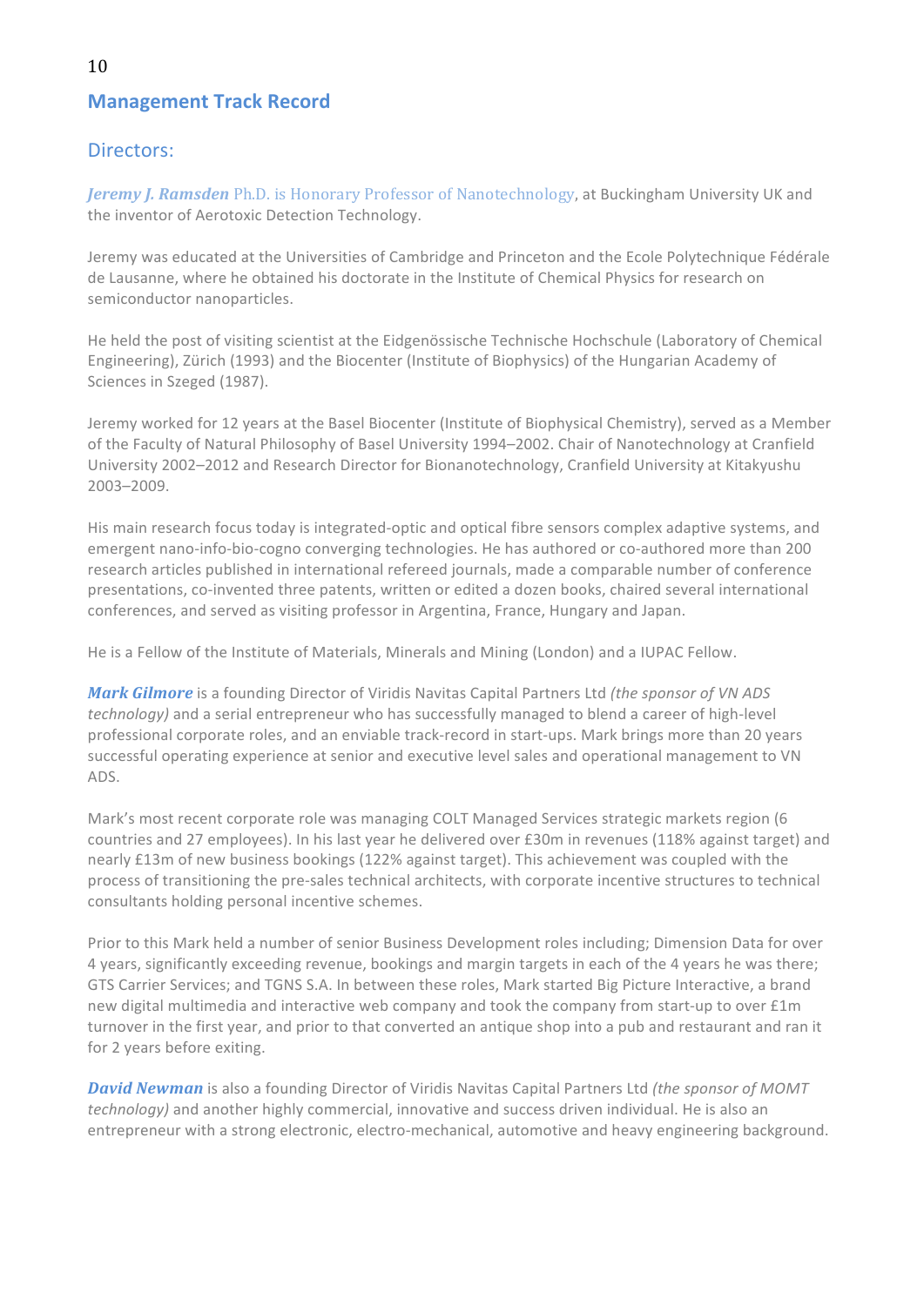## Management Track Record

### Directors:

***Jeremy J. Ramsden*** Ph.D. is Honorary Professor of Nanotechnology, at Buckingham University UK and the inventor of Aerotoxic Detection Technology.

Jeremy was educated at the Universities of Cambridge and Princeton and the Ecole Polytechnique Fédérale de Lausanne, where he obtained his doctorate in the Institute of Chemical Physics for research on semiconductor nanoparticles.

He held the post of visiting scientist at the Eidgenössische Technische Hochschule (Laboratory of Chemical Engineering), Zürich (1993) and the Biocenter (Institute of Biophysics) of the Hungarian Academy of Sciences in Szeged (1987).

Jeremy worked for 12 years at the Basel Biocenter (Institute of Biophysical Chemistry), served as a Member of the Faculty of Natural Philosophy of Basel University 1994–2002. Chair of Nanotechnology at Cranfield University 2002–2012 and Research Director for Bionanotechnology, Cranfield University at Kitakyushu 2003–2009.

His main research focus today is integrated-optic and optical fibre sensors complex adaptive systems, and emergent nano-info-bio-cogno converging technologies. He has authored or co-authored more than 200 research articles published in international refereed journals, made a comparable number of conference presentations, co-invented three patents, written or edited a dozen books, chaired several international conferences, and served as visiting professor in Argentina, France, Hungary and Japan.

He is a Fellow of the Institute of Materials, Minerals and Mining (London) and a IUPAC Fellow.

***Mark Gilmore*** is a founding Director of Viridis Navitas Capital Partners Ltd *(the sponsor of VN ADS technology)* and a serial entrepreneur who has successfully managed to blend a career of high-level professional corporate roles, and an enviable track-record in start-ups. Mark brings more than 20 years successful operating experience at senior and executive level sales and operational management to VN ADS.

Mark's most recent corporate role was managing COLT Managed Services strategic markets region (6 countries and 27 employees). In his last year he delivered over £30m in revenues (118% against target) and nearly £13m of new business bookings (122% against target). This achievement was coupled with the process of transitioning the pre-sales technical architects, with corporate incentive structures to technical consultants holding personal incentive schemes.

Prior to this Mark held a number of senior Business Development roles including; Dimension Data for over 4 years, significantly exceeding revenue, bookings and margin targets in each of the 4 years he was there; GTS Carrier Services; and TGNS S.A. In between these roles, Mark started Big Picture Interactive, a brand new digital multimedia and interactive web company and took the company from start-up to over £1m turnover in the first year, and prior to that converted an antique shop into a pub and restaurant and ran it for 2 years before exiting.

***David Newman*** is also a founding Director of Viridis Navitas Capital Partners Ltd *(the sponsor of MOMT technology)* and another highly commercial, innovative and success driven individual. He is also an entrepreneur with a strong electronic, electro-mechanical, automotive and heavy engineering background.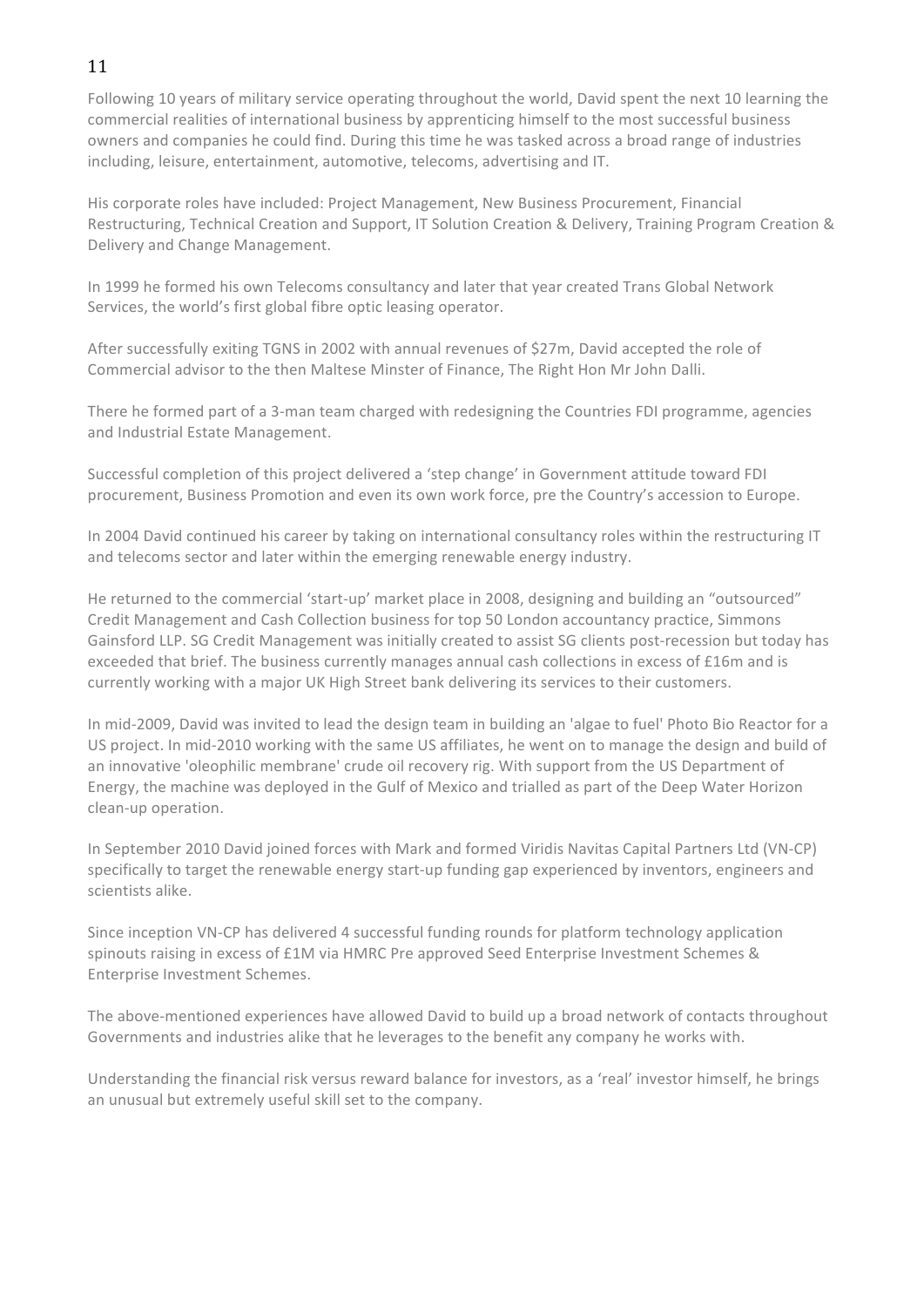Following 10 years of military service operating throughout the world, David spent the next 10 learning the commercial realities of international business by apprenticing himself to the most successful business owners and companies he could find. During this time he was tasked across a broad range of industries including, leisure, entertainment, automotive, telecoms, advertising and IT.

His corporate roles have included: Project Management, New Business Procurement, Financial Restructuring, Technical Creation and Support, IT Solution Creation & Delivery, Training Program Creation & Delivery and Change Management.

In 1999 he formed his own Telecoms consultancy and later that year created Trans Global Network Services, the world's first global fibre optic leasing operator.

After successfully exiting TGNS in 2002 with annual revenues of $27m, David accepted the role of Commercial advisor to the then Maltese Minster of Finance, The Right Hon Mr John Dalli.

There he formed part of a 3-man team charged with redesigning the Countries FDI programme, agencies and Industrial Estate Management.

Successful completion of this project delivered a 'step change' in Government attitude toward FDI procurement, Business Promotion and even its own work force, pre the Country's accession to Europe.

In 2004 David continued his career by taking on international consultancy roles within the restructuring IT and telecoms sector and later within the emerging renewable energy industry.

He returned to the commercial 'start-up' market place in 2008, designing and building an "outsourced" Credit Management and Cash Collection business for top 50 London accountancy practice, Simmons Gainsford LLP. SG Credit Management was initially created to assist SG clients post-recession but today has exceeded that brief. The business currently manages annual cash collections in excess of £16m and is currently working with a major UK High Street bank delivering its services to their customers.

In mid-2009, David was invited to lead the design team in building an 'algae to fuel' Photo Bio Reactor for a US project. In mid-2010 working with the same US affiliates, he went on to manage the design and build of an innovative 'oleophilic membrane' crude oil recovery rig. With support from the US Department of Energy, the machine was deployed in the Gulf of Mexico and trialled as part of the Deep Water Horizon clean-up operation.

In September 2010 David joined forces with Mark and formed Viridis Navitas Capital Partners Ltd (VN-CP) specifically to target the renewable energy start-up funding gap experienced by inventors, engineers and scientists alike.

Since inception VN-CP has delivered 4 successful funding rounds for platform technology application spinouts raising in excess of £1M via HMRC Pre approved Seed Enterprise Investment Schemes & Enterprise Investment Schemes.

The above-mentioned experiences have allowed David to build up a broad network of contacts throughout Governments and industries alike that he leverages to the benefit any company he works with.

Understanding the financial risk versus reward balance for investors, as a 'real' investor himself, he brings an unusual but extremely useful skill set to the company.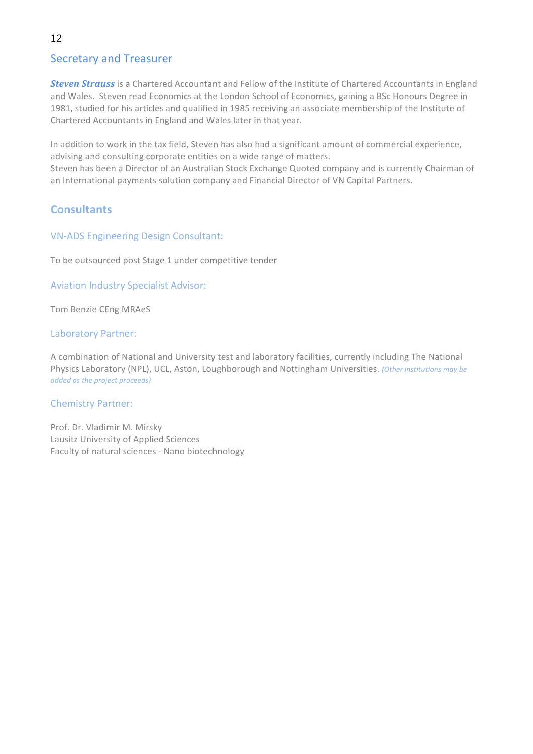## Secretary and Treasurer

***Steven Strauss*** is a Chartered Accountant and Fellow of the Institute of Chartered Accountants in England and Wales. Steven read Economics at the London School of Economics, gaining a BSc Honours Degree in 1981, studied for his articles and qualified in 1985 receiving an associate membership of the Institute of Chartered Accountants in England and Wales later in that year.

In addition to work in the tax field, Steven has also had a significant amount of commercial experience, advising and consulting corporate entities on a wide range of matters.
Steven has been a Director of an Australian Stock Exchange Quoted company and is currently Chairman of an International payments solution company and Financial Director of VN Capital Partners.

## Consultants

### VN-ADS Engineering Design Consultant:

To be outsourced post Stage 1 under competitive tender

### Aviation Industry Specialist Advisor:

Tom Benzie CEng MRAeS

### Laboratory Partner:

A combination of National and University test and laboratory facilities, currently including The National Physics Laboratory (NPL), UCL, Aston, Loughborough and Nottingham Universities. *(Other institutions may be added as the project proceeds)*

### Chemistry Partner:

Prof. Dr. Vladimir M. Mirsky
Lausitz University of Applied Sciences
Faculty of natural sciences - Nano biotechnology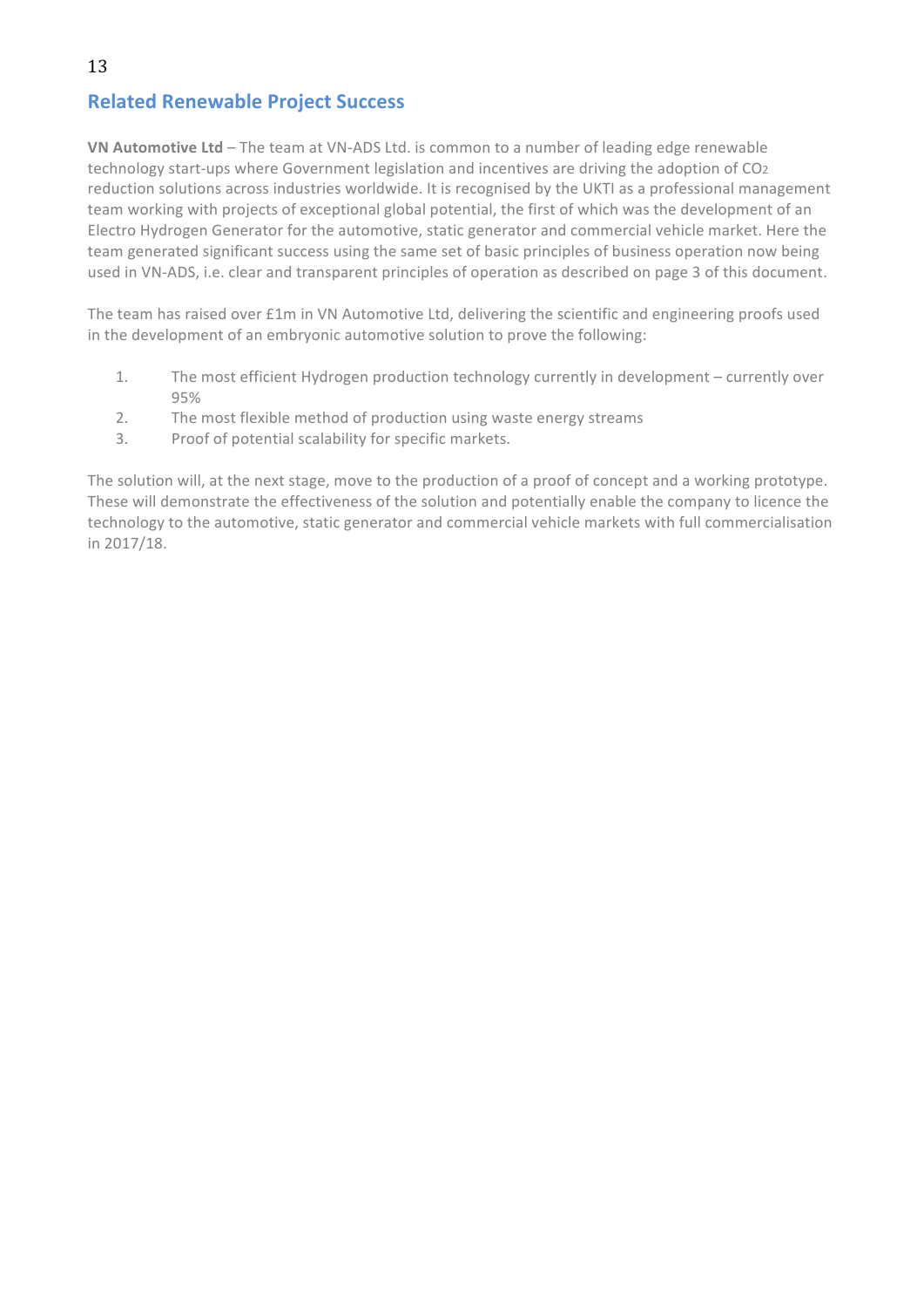## Related Renewable Project Success

**VN Automotive Ltd** – The team at VN-ADS Ltd. is common to a number of leading edge renewable technology start-ups where Government legislation and incentives are driving the adoption of $CO_2$ reduction solutions across industries worldwide. It is recognised by the UKTI as a professional management team working with projects of exceptional global potential, the first of which was the development of an Electro Hydrogen Generator for the automotive, static generator and commercial vehicle market. Here the team generated significant success using the same set of basic principles of business operation now being used in VN-ADS, i.e. clear and transparent principles of operation as described on page 3 of this document.

The team has raised over £1m in VN Automotive Ltd, delivering the scientific and engineering proofs used in the development of an embryonic automotive solution to prove the following:

1. The most efficient Hydrogen production technology currently in development – currently over 95%
2. The most flexible method of production using waste energy streams
3. Proof of potential scalability for specific markets.

The solution will, at the next stage, move to the production of a proof of concept and a working prototype. These will demonstrate the effectiveness of the solution and potentially enable the company to licence the technology to the automotive, static generator and commercial vehicle markets with full commercialisation in 2017/18.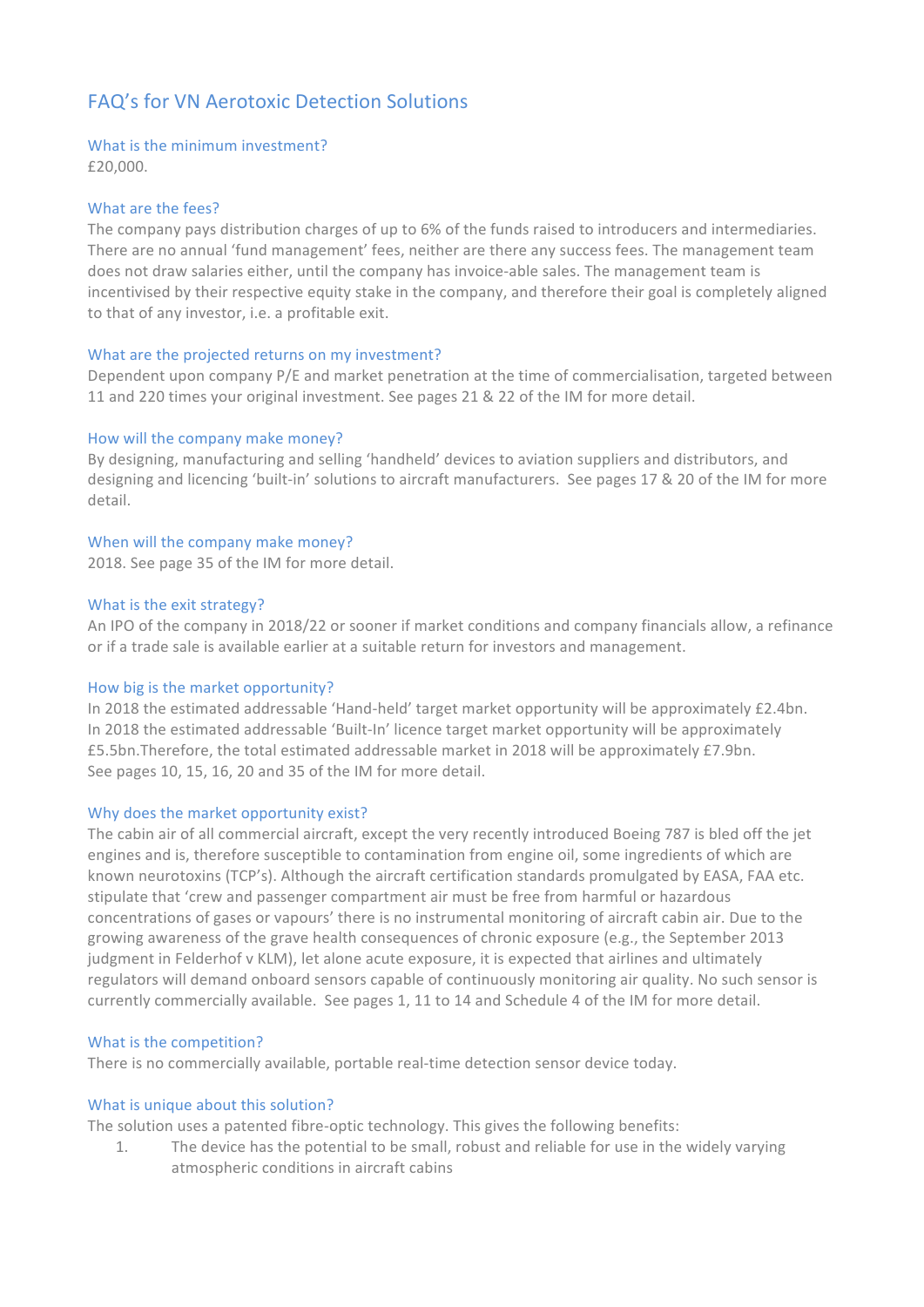# FAQ's for VN Aerotoxic Detection Solutions

## What is the minimum investment?

£20,000.

## What are the fees?

The company pays distribution charges of up to 6% of the funds raised to introducers and intermediaries. There are no annual 'fund management' fees, neither are there any success fees. The management team does not draw salaries either, until the company has invoice-able sales. The management team is incentivised by their respective equity stake in the company, and therefore their goal is completely aligned to that of any investor, i.e. a profitable exit.

## What are the projected returns on my investment?

Dependent upon company P/E and market penetration at the time of commercialisation, targeted between 11 and 220 times your original investment. See pages 21 & 22 of the IM for more detail.

## How will the company make money?

By designing, manufacturing and selling 'handheld' devices to aviation suppliers and distributors, and designing and licencing 'built-in' solutions to aircraft manufacturers. See pages 17 & 20 of the IM for more detail.

## When will the company make money?

2018. See page 35 of the IM for more detail.

## What is the exit strategy?

An IPO of the company in 2018/22 or sooner if market conditions and company financials allow, a refinance or if a trade sale is available earlier at a suitable return for investors and management.

## How big is the market opportunity?

In 2018 the estimated addressable 'Hand-held' target market opportunity will be approximately £2.4bn. In 2018 the estimated addressable 'Built-In' licence target market opportunity will be approximately £5.5bn.Therefore, the total estimated addressable market in 2018 will be approximately £7.9bn. See pages 10, 15, 16, 20 and 35 of the IM for more detail.

## Why does the market opportunity exist?

The cabin air of all commercial aircraft, except the very recently introduced Boeing 787 is bled off the jet engines and is, therefore susceptible to contamination from engine oil, some ingredients of which are known neurotoxins (TCP's). Although the aircraft certification standards promulgated by EASA, FAA etc. stipulate that 'crew and passenger compartment air must be free from harmful or hazardous concentrations of gases or vapours' there is no instrumental monitoring of aircraft cabin air. Due to the growing awareness of the grave health consequences of chronic exposure (e.g., the September 2013 judgment in Felderhof v KLM), let alone acute exposure, it is expected that airlines and ultimately regulators will demand onboard sensors capable of continuously monitoring air quality. No such sensor is currently commercially available. See pages 1, 11 to 14 and Schedule 4 of the IM for more detail.

## What is the competition?

There is no commercially available, portable real-time detection sensor device today.

## What is unique about this solution?

The solution uses a patented fibre-optic technology. This gives the following benefits:

1. The device has the potential to be small, robust and reliable for use in the widely varying atmospheric conditions in aircraft cabins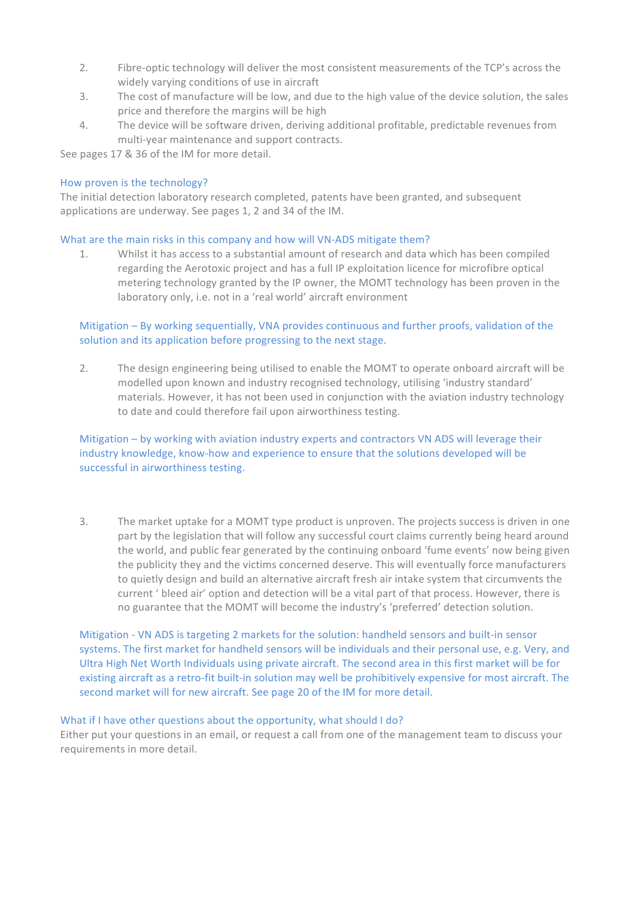2. Fibre-optic technology will deliver the most consistent measurements of the TCP's across the widely varying conditions of use in aircraft
3. The cost of manufacture will be low, and due to the high value of the device solution, the sales price and therefore the margins will be high
4. The device will be software driven, deriving additional profitable, predictable revenues from multi-year maintenance and support contracts.

See pages 17 & 36 of the IM for more detail.

### How proven is the technology?

The initial detection laboratory research completed, patents have been granted, and subsequent applications are underway. See pages 1, 2 and 34 of the IM.

### What are the main risks in this company and how will VN-ADS mitigate them?

1. Whilst it has access to a substantial amount of research and data which has been compiled regarding the Aerotoxic project and has a full IP exploitation licence for microfibre optical metering technology granted by the IP owner, the MOMT technology has been proven in the laboratory only, i.e. not in a 'real world' aircraft environment

   Mitigation – By working sequentially, VNA provides continuous and further proofs, validation of the solution and its application before progressing to the next stage.

2. The design engineering being utilised to enable the MOMT to operate onboard aircraft will be modelled upon known and industry recognised technology, utilising 'industry standard' materials. However, it has not been used in conjunction with the aviation industry technology to date and could therefore fail upon airworthiness testing.

   Mitigation – by working with aviation industry experts and contractors VN ADS will leverage their industry knowledge, know-how and experience to ensure that the solutions developed will be successful in airworthiness testing.

3. The market uptake for a MOMT type product is unproven. The projects success is driven in one part by the legislation that will follow any successful court claims currently being heard around the world, and public fear generated by the continuing onboard 'fume events' now being given the publicity they and the victims concerned deserve. This will eventually force manufacturers to quietly design and build an alternative aircraft fresh air intake system that circumvents the current ' bleed air' option and detection will be a vital part of that process. However, there is no guarantee that the MOMT will become the industry's 'preferred' detection solution.

   Mitigation - VN ADS is targeting 2 markets for the solution: handheld sensors and built-in sensor systems. The first market for handheld sensors will be individuals and their personal use, e.g. Very, and Ultra High Net Worth Individuals using private aircraft. The second area in this first market will be for existing aircraft as a retro-fit built-in solution may well be prohibitively expensive for most aircraft. The second market will for new aircraft. See page 20 of the IM for more detail.

### What if I have other questions about the opportunity, what should I do?

Either put your questions in an email, or request a call from one of the management team to discuss your requirements in more detail.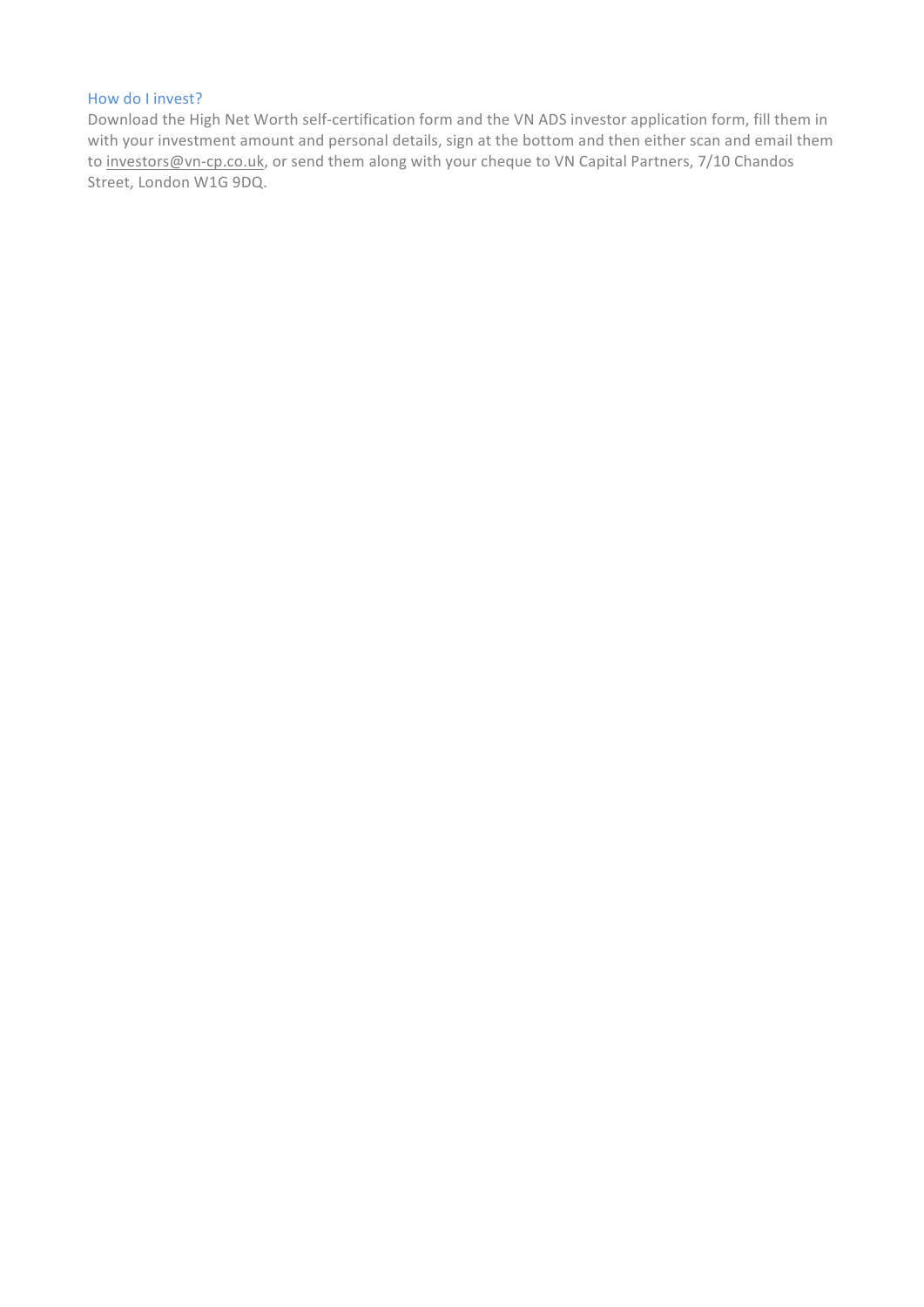### How do I invest?

Download the High Net Worth self-certification form and the VN ADS investor application form, fill them in with your investment amount and personal details, sign at the bottom and then either scan and email them to investors@vn-cp.co.uk, or send them along with your cheque to VN Capital Partners, 7/10 Chandos Street, London W1G 9DQ.